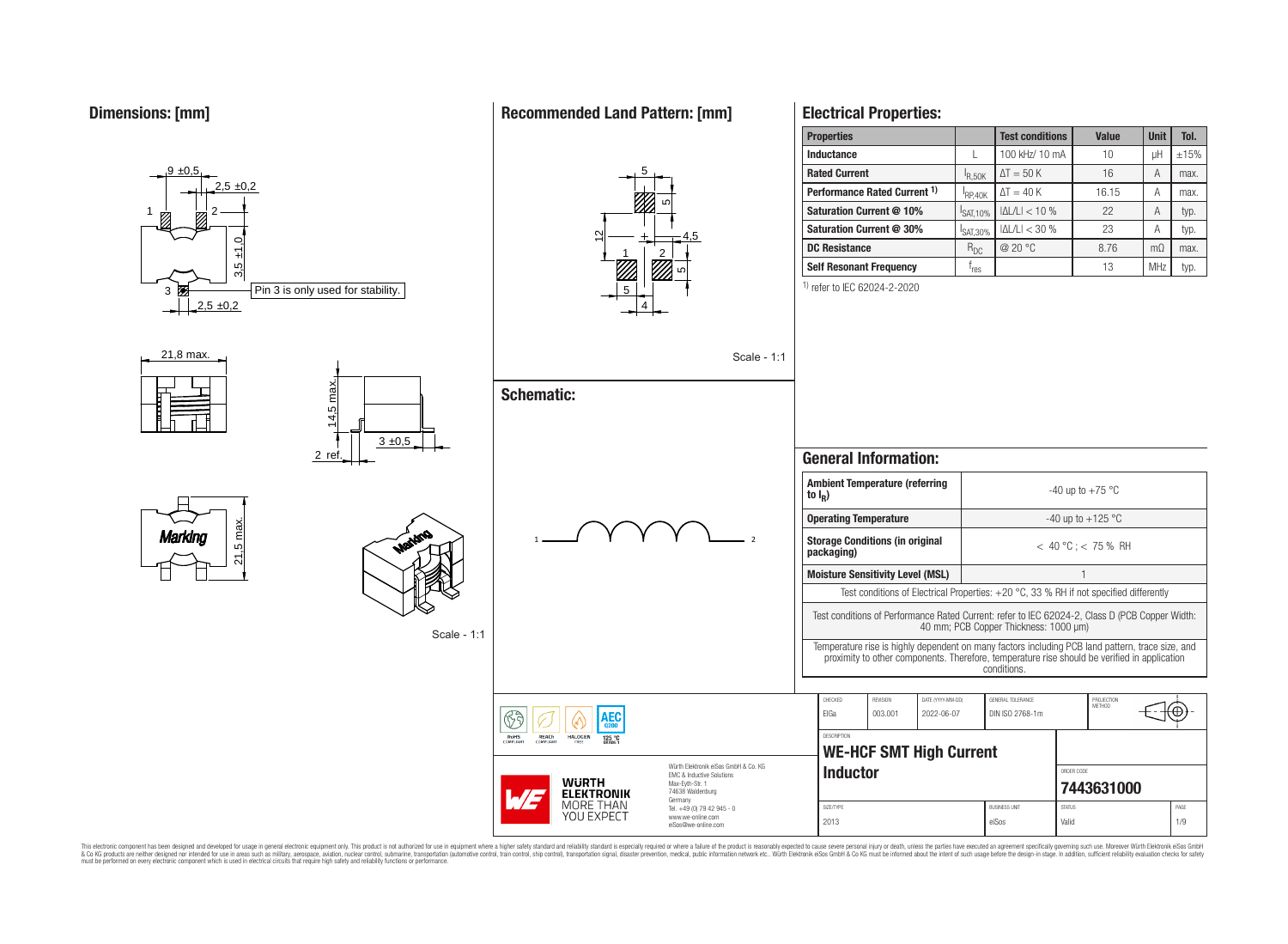## Dimensions: [mm]

9 ±0,5

2,5 ±0,2

3,5 ±1,0

2,5 ±0,2

Pin 3 is only used for stability.

21,8 max.

14,5 max.

3 ±0,5

2 ref.

21,5 max.

Marking

Scale - 1:1

## Recommended Land Pattern: [mm]

Scale - 1:1

## Schematic:

## Electrical Properties:

| Properties | | Test conditions | Value | Unit | Tol. |
|---|---|---|---|---|---|
| Inductance | L | 100 kHz/ 10 mA | 10 | µH | ±15% |
| Rated Current | $I_{R,50K}$ | ΔT = 50 K | 16 | A | max. |
| Performance Rated Current [1] | $I_{RP,40K}$ | ΔT = 40 K | 16.15 | A | max. |
| Saturation Current @ 10% | $I_{SAT,10\%}$ | \|ΔL/L\| < 10 % | 22 | A | typ. |
| Saturation Current @ 30% | $I_{SAT,30\%}$ | \|ΔL/L\| < 30 % | 23 | A | typ. |
| DC Resistance | $R_{DC}$ | @ 20 °C | 8.76 | mΩ | max. |
| Self Resonant Frequency | $f_{res}$ | | 13 | MHz | typ. |

[1] refer to IEC 62024-2-2020

## General Information:

| | |
|---|---|
| Ambient Temperature (referring to $I_R$) | -40 up to +75 °C |
| Operating Temperature | -40 up to +125 °C |
| Storage Conditions (in original packaging) | < 40 °C ; < 75 % RH |
| Moisture Sensitivity Level (MSL) | 1 |

Test conditions of Electrical Properties: +20 °C, 33 % RH if not specified differently

Test conditions of Performance Rated Current: refer to IEC 62024-2, Class D (PCB Copper Width: 40 mm; PCB Copper Thickness: 1000 µm)

Temperature rise is highly dependent on many factors including PCB land pattern, trace size, and proximity to other components. Therefore, temperature rise should be verified in application conditions.

| CHECKED | REVISION | DATE (YYYY-MM-DD) | GENERAL TOLERANCE | PROJECTION METHOD |
|---|---|---|---|---|
| ElGa | 003.001 | 2022-06-07 | DIN ISO 2768-1m | |

DESCRIPTION: **WE-HCF SMT High Current Inductor**

ORDER CODE: **7443631000**

| SIZE/TYPE | BUSINESS UNIT | STATUS | PAGE |
|---|---|---|---|
| 2013 | eiSos | Valid | 1/9 |

RoHS COMPLIANT · REACh COMPLIANT · HALOGEN FREE · AEC Q200 125 °C GRADE 1

Würth Elektronik eiSos GmbH & Co. KG
EMC & Inductive Solutions
Max-Eyth-Str. 1
74638 Waldenburg
Germany
Tel. +49 (0) 79 42 945 - 0
www.we-online.com
eiSos@we-online.com

WÜRTH ELEKTRONIK MORE THAN YOU EXPECT

This electronic component has been designed and developed for usage in general electronic equipment only. This product is not authorized for use in equipment where a higher safety standard and reliability standard is especially required or where a failure of the product is reasonably expected to cause severe personal injury or death, unless the parties have executed an agreement specifically governing such use. Moreover Würth Elektronik eiSos GmbH & Co KG products are neither designed nor intended for use in areas such as military, aerospace, aviation, nuclear control, submarine, transportation (automotive control, train control, ship control), transportation signal, disaster prevention, medical, public information network etc.. Würth Elektronik eiSos GmbH & Co KG must be informed about the intent of such usage before the design-in stage. In addition, sufficient reliability evaluation checks for safety must be performed on every electronic component which is used in electrical circuits that require high safety and reliability functions or performance.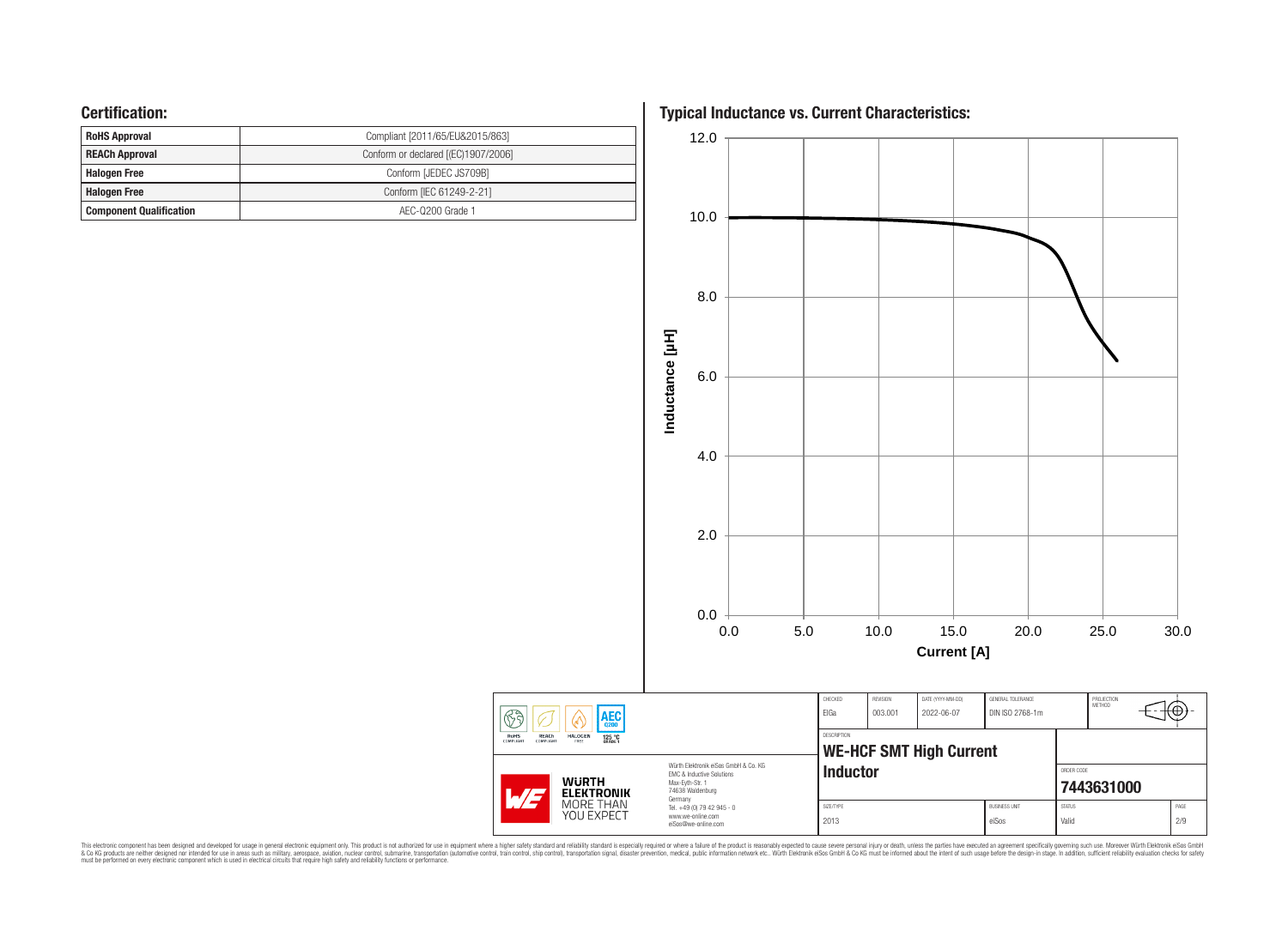## Certification:

| RoHS Approval | Compliant [2011/65/EU&2015/863] |
|---|---|
| REACh Approval | Conform or declared [(EC)1907/2006] |
| Halogen Free | Conform [JEDEC JS709B] |
| Halogen Free | Conform [IEC 61249-2-21] |
| Component Qualification | AEC-Q200 Grade 1 |

## Typical Inductance vs. Current Characteristics:

Inductance [µH]

Current [A]

| CHECKED | REVISION | DATE (YYYY-MM-DD) | GENERAL TOLERANCE | PROJECTION METHOD |
|---|---|---|---|---|
| ElGa | 003.001 | 2022-06-07 | DIN ISO 2768-1m | |

DESCRIPTION
**WE-HCF SMT High Current Inductor**

ORDER CODE
**7443631000**

| SIZE/TYPE | BUSINESS UNIT | STATUS | PAGE |
|---|---|---|---|
| 2013 | eiSos | Valid | 2/9 |

Würth Elektronik eiSos GmbH & Co. KG
EMC & Inductive Solutions
Max-Eyth-Str. 1
74638 Waldenburg
Germany
Tel. +49 (0) 79 42 945 - 0
www.we-online.com
eiSos@we-online.com

This electronic component has been designed and developed for usage in general electronic equipment only. This product is not authorized for use in equipment where a higher safety standard and reliability standard is especially required or where a failure of the product is reasonably expected to cause severe personal injury or death, unless the parties have executed an agreement specifically governing such use. Moreover Würth Elektronik eiSos GmbH & Co KG products are neither designed nor intended for use in areas such as military, aerospace, aviation, nuclear control, submarine, transportation (automotive control, train control, ship control), transportation signal, disaster prevention, medical, public information network etc.. Würth Elektronik eiSos GmbH & Co KG must be informed about the intent of such usage before the design-in stage. In addition, sufficient reliability evaluation checks for safety must be performed on every electronic component which is used in electrical circuits that require high safety and reliability functions or performance.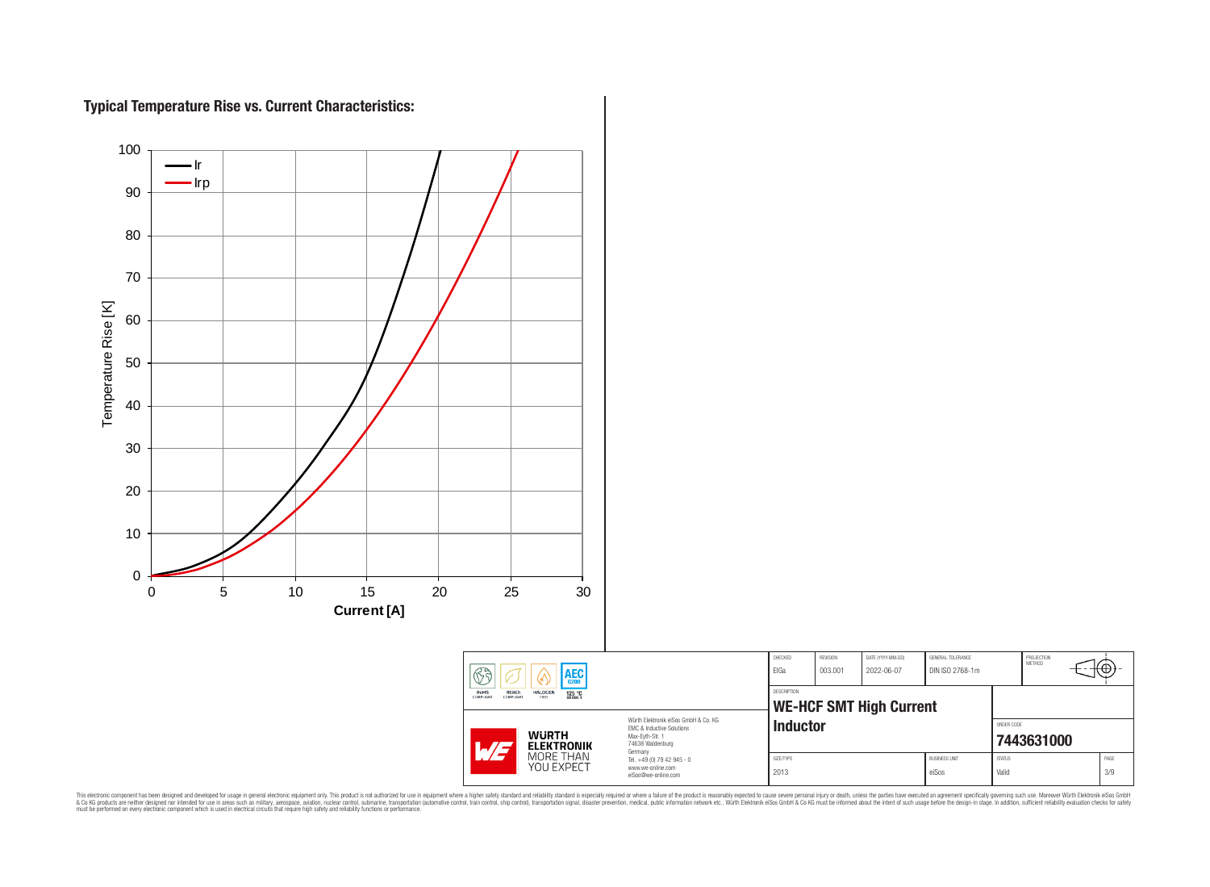## Typical Temperature Rise vs. Current Characteristics:

Temperature Rise [K]

Current [A]

— Ir
— Irp

| CHECKED | REVISION | DATE (YYYY-MM-DD) | GENERAL TOLERANCE | PROJECTION METHOD |
| --- | --- | --- | --- | --- |
| ElGa | 003.001 | 2022-06-07 | DIN ISO 2768-1m | |

DESCRIPTION

**WE-HCF SMT High Current Inductor**

ORDER CODE

**7443631000**

| SIZE/TYPE | BUSINESS UNIT | STATUS | PAGE |
| --- | --- | --- | --- |
| 2013 | eiSos | Valid | 3/9 |

RoHS COMPLIANT · REACh COMPLIANT · HALOGEN FREE · AEC Q200 125 °C GRADE 1

Würth Elektronik eiSos GmbH & Co. KG
EMC & Inductive Solutions
Max-Eyth-Str. 1
74638 Waldenburg
Germany
Tel. +49 (0) 79 42 945 - 0
www.we-online.com
eiSos@we-online.com

WÜRTH ELEKTRONIK MORE THAN YOU EXPECT

This electronic component has been designed and developed for usage in general electronic equipment only. This product is not authorized for use in equipment where a higher safety standard and reliability standard is especially required or where a failure of the product is reasonably expected to cause severe personal injury or death, unless the parties have executed an agreement specifically governing such use. Moreover Würth Elektronik eiSos GmbH & Co KG products are neither designed nor intended for use in areas such as military, aerospace, aviation, nuclear control, submarine, transportation (automotive control, train control, ship control), transportation signal, disaster prevention, medical, public information network etc.. Würth Elektronik eiSos GmbH & Co KG must be informed about the intent of such usage before the design-in stage. In addition, sufficient reliability evaluation checks for safety must be performed on every electronic component which is used in electrical circuits that require high safety and reliability functions or performance.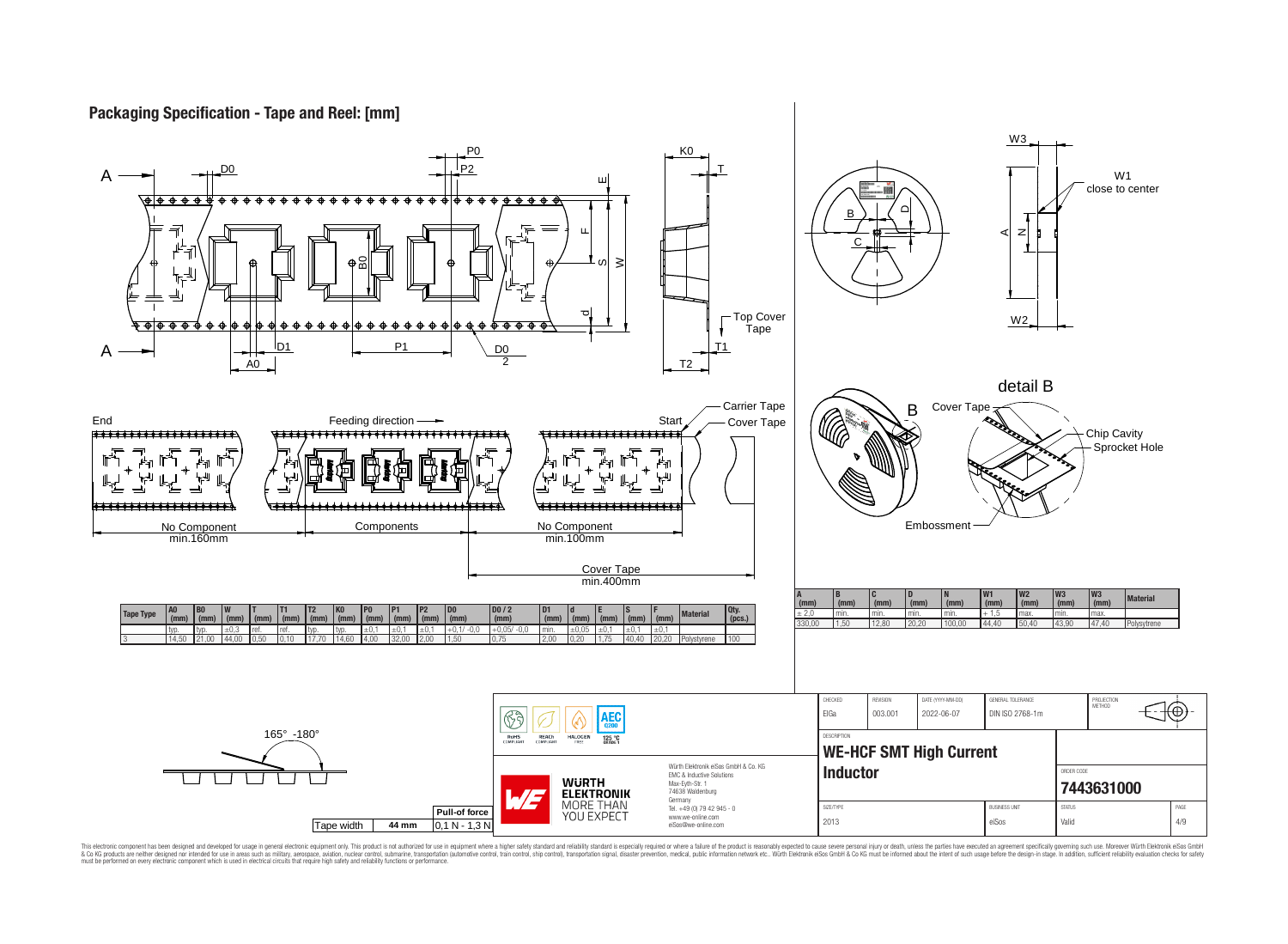## Packaging Specification - Tape and Reel: [mm]

A, D0, P0, P2, K0, T, E, F, S, W, B0, d, Top Cover Tape, D1, P1, D0/2, T1, T2, A0

End — Feeding direction — Start — Carrier Tape — Cover Tape

No Component min.160mm — Components — No Component min.100mm

Cover Tape min.400mm

| Tape Type | A0 (mm) | B0 (mm) | W (mm) | T (mm) | T1 (mm) | T2 (mm) | K0 (mm) | P0 (mm) | P1 (mm) | P2 (mm) | D0 (mm) | D0 / 2 (mm) | D1 (mm) | d (mm) | E (mm) | S (mm) | F (mm) | Material | Qty. (pcs.) |
|---|---|---|---|---|---|---|---|---|---|---|---|---|---|---|---|---|---|---|---|
| | typ. | typ. | ±0,3 | ref. | ref. | typ. | typ. | ±0,1 | ±0,1 | ±0,1 | +0,1/ -0,0 | +0,05/ -0,0 | min. | ±0,05 | ±0,1 | ±0,1 | ±0,1 | | |
| 3 | 14,50 | 21,00 | 44,00 | 0,50 | 0,10 | 17,70 | 14,60 | 4,00 | 32,00 | 2,00 | 1,50 | 0,75 | 2,00 | 0,20 | 1,75 | 40,40 | 20,20 | Polystyrene | 100 |

W3, W1 close to center, B, D, C, A, N, W2

detail B: Cover Tape, Chip Cavity, Sprocket Hole, Embossment

| A (mm) | B (mm) | C (mm) | D (mm) | N (mm) | W1 (mm) | W2 (mm) | W3 (mm) | W3 (mm) | Material |
|---|---|---|---|---|---|---|---|---|---|
| ± 2,0 | min. | min. | min. | min. | + 1,5 | max. | min. | max. | |
| 330,00 | 1,50 | 12,80 | 20,20 | 100,00 | 44,40 | 50,40 | 43,90 | 47,40 | Polystyrene |

165° -180°

| Tape width | 44 mm | Pull-of force 0,1 N - 1,3 N |
|---|---|---|

RoHS COMPLIANT | REACH COMPLIANT | HALOGEN FREE | AEC Q200 125 °C GRADE 1

Würth Elektronik eiSos GmbH & Co. KG
EMC & Inductive Solutions
Max-Eyth-Str. 1
74638 Waldenburg
Germany
Tel. +49 (0) 79 42 945 - 0
www.we-online.com
eiSos@we-online.com

WÜRTH ELEKTRONIK MORE THAN YOU EXPECT

| CHECKED | REVISION | DATE (YYYY-MM-DD) | GENERAL TOLERANCE | PROJECTION METHOD |
|---|---|---|---|---|
| ElGa | 003.001 | 2022-06-07 | DIN ISO 2768-1m | |

DESCRIPTION: **WE-HCF SMT High Current Inductor**

ORDER CODE: **7443631000**

| SIZE/TYPE | BUSINESS UNIT | STATUS | PAGE |
|---|---|---|---|
| 2013 | eiSos | Valid | 4/9 |

This electronic component has been designed and developed for usage in general electronic equipment only. This product is not authorized for use in equipment where a higher safety standard and reliability standard is especially required or where a failure of the product is reasonably expected to cause severe personal injury or death, unless the parties have executed an agreement specifically governing such use. Moreover Würth Elektronik eiSos GmbH & Co KG products are neither designed nor intended for use in areas such as military, aerospace, aviation, nuclear control, submarine, transportation (automotive control, train control, ship control), transportation signal, disaster prevention, medical, public information network etc.. Würth Elektronik eiSos GmbH & Co KG must be informed about the intent of such usage before the design-in stage. In addition, sufficient reliability evaluation checks for safety must be performed on every electronic component which is used in electrical circuits that require high safety and reliability functions or performance.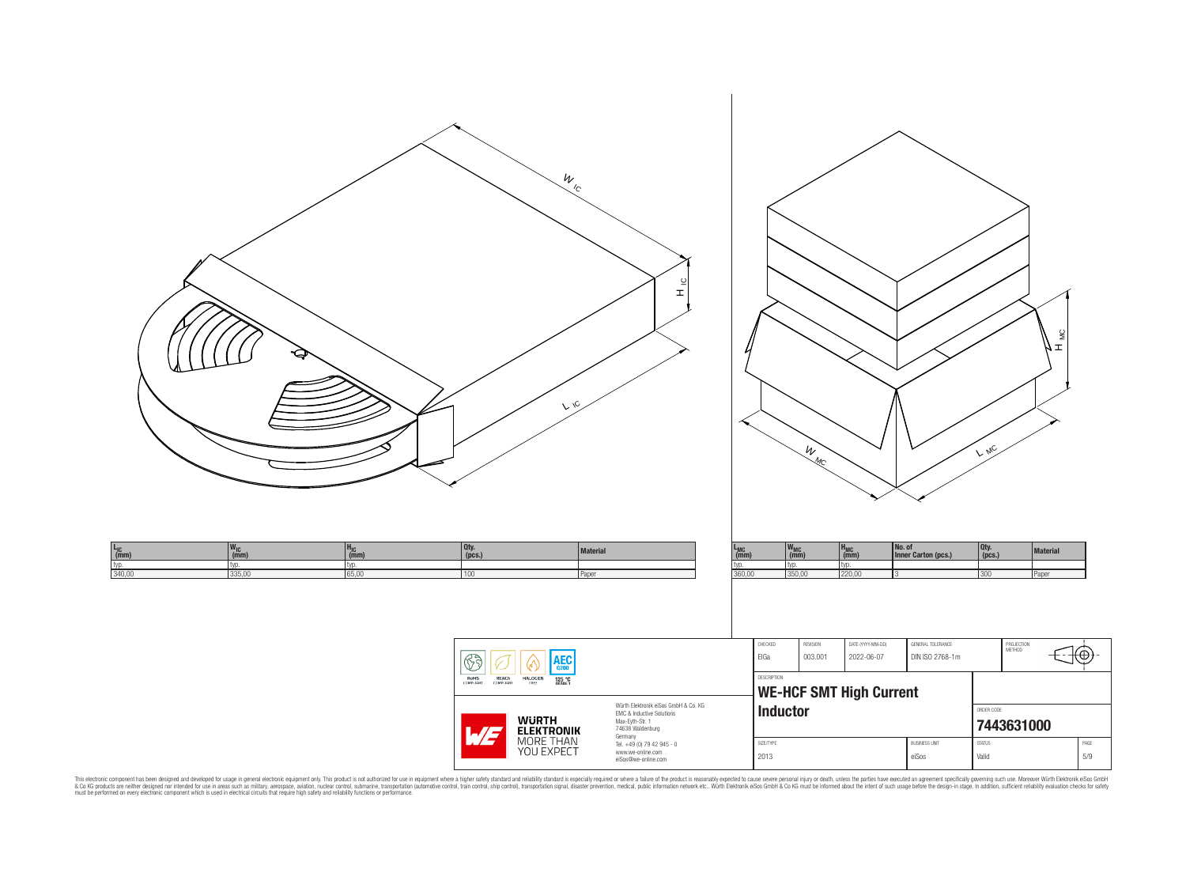| $L_{IC}$ (mm) | $W_{IC}$ (mm) | $H_{IC}$ (mm) | Qty. (pcs.) | Material |
|---|---|---|---|---|
| typ. | typ. | typ. | | |
| 340,00 | 335,00 | 65,00 | 100 | Paper |

| $L_{MC}$ (mm) | $W_{MC}$ (mm) | $H_{MC}$ (mm) | No. of Inner Carton (pcs.) | Qty. (pcs.) | Material |
|---|---|---|---|---|---|
| typ. | typ. | typ. | | | |
| 360,00 | 350,00 | 220,00 | 3 | 300 | Paper |

RoHS COMPLIANT | REACH COMPLIANT | HALOGEN FREE | AEC Q200 125 °C GRADE 1

WÜRTH ELEKTRONIK MORE THAN YOU EXPECT

Würth Elektronik eiSos GmbH & Co. KG
EMC & Inductive Solutions
Max-Eyth-Str. 1
74638 Waldenburg
Germany
Tel. +49 (0) 79 42 945 - 0
www.we-online.com
eiSos@we-online.com

| CHECKED | REVISION | DATE (YYYY-MM-DD) | GENERAL TOLERANCE | PROJECTION METHOD |
|---|---|---|---|---|
| ElGa | 003.001 | 2022-06-07 | DIN ISO 2768-1m | |

DESCRIPTION

**WE-HCF SMT High Current Inductor**

ORDER CODE

**7443631000**

| SIZE/TYPE | BUSINESS UNIT | STATUS | PAGE |
|---|---|---|---|
| 2013 | eiSos | Valid | 5/9 |

This electronic component has been designed and developed for usage in general electronic equipment only. This product is not authorized for use in equipment where a higher safety standard and reliability standard is especially required or where a failure of the product is reasonably expected to cause severe personal injury or death, unless the parties have executed an agreement specifically governing such use. Moreover Würth Elektronik eiSos GmbH & Co KG products are neither designed nor intended for use in areas such as military, aerospace, aviation, nuclear control, submarine, transportation (automotive control, train control, ship control), transportation signal, disaster prevention, medical, public information network etc.. Würth Elektronik eiSos GmbH & Co KG must be informed about the intent of such usage before the design-in stage. In addition, sufficient reliability evaluation checks for safety must be performed on every electronic component which is used in electrical circuits that require high safety and reliability functions or performance.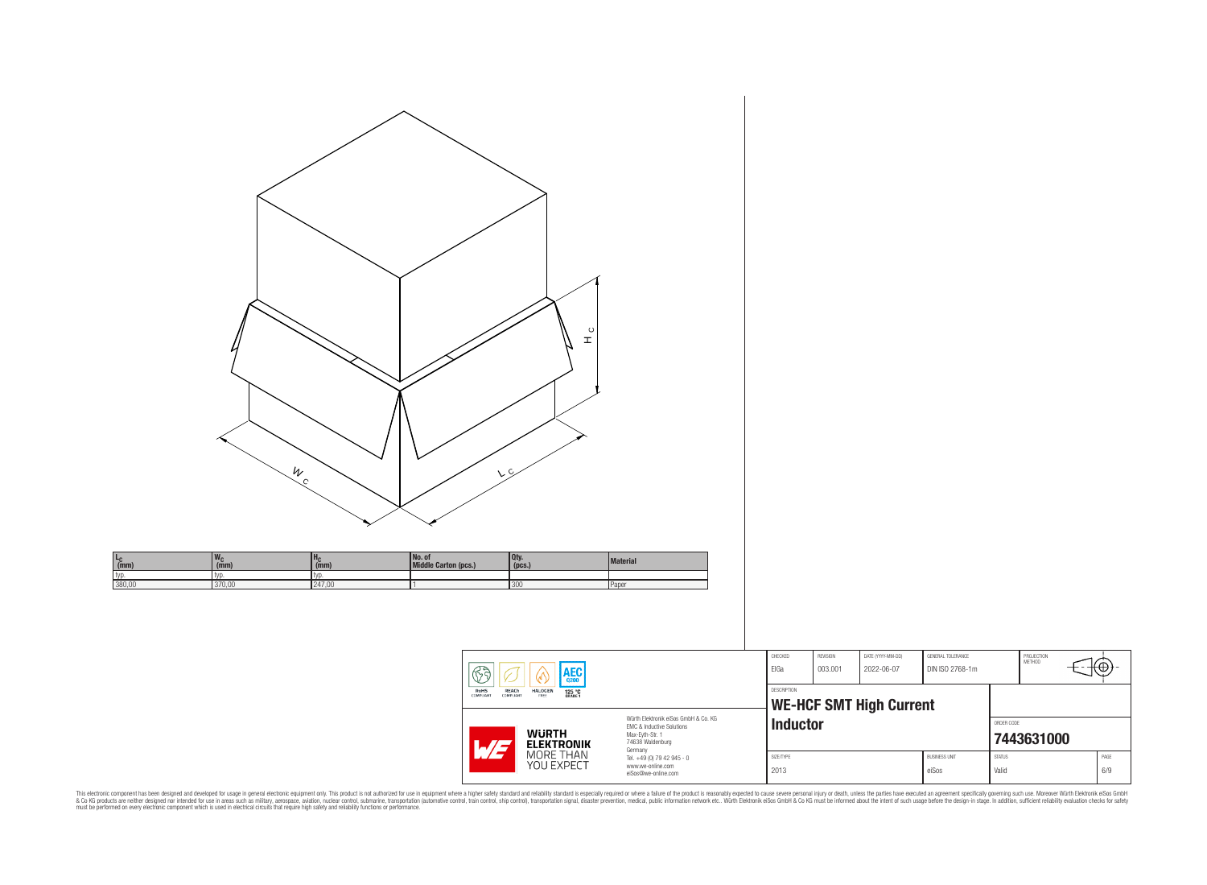| $L_C$ (mm) | $W_C$ (mm) | $H_C$ (mm) | No. of Middle Carton (pcs.) | Qty. (pcs.) | Material |
|---|---|---|---|---|---|
| typ. | typ. | typ. | | | |
| 380,00 | 370,00 | 247,00 | 1 | 300 | Paper |

| CHECKED | REVISION | DATE (YYYY-MM-DD) | GENERAL TOLERANCE | PROJECTION METHOD |
|---|---|---|---|---|
| ElGa | 003.001 | 2022-06-07 | DIN ISO 2768-1m | |

DESCRIPTION

**WE-HCF SMT High Current Inductor**

ORDER CODE

**7443631000**

| SIZE/TYPE | BUSINESS UNIT | STATUS | PAGE |
|---|---|---|---|
| 2013 | eiSos | Valid | 6/9 |

RoHS COMPLIANT · REACh COMPLIANT · HALOGEN FREE · AEC Q200 · 125 °C GRADE 1

Würth Elektronik eiSos GmbH & Co. KG
EMC & Inductive Solutions
Max-Eyth-Str. 1
74638 Waldenburg
Germany
Tel. +49 (0) 79 42 945 - 0
www.we-online.com
eiSos@we-online.com

WÜRTH ELEKTRONIK MORE THAN YOU EXPECT

This electronic component has been designed and developed for usage in general electronic equipment only. This product is not authorized for use in equipment where a higher safety standard and reliability standard is especially required or where a failure of the product is reasonably expected to cause severe personal injury or death, unless the parties have executed an agreement specifically governing such use. Moreover Würth Elektronik eiSos GmbH & Co KG products are neither designed nor intended for use in areas such as military, aerospace, aviation, nuclear control, submarine, transportation (automotive control, train control, ship control), transportation signal, disaster prevention, medical, public information network etc.. Würth Elektronik eiSos GmbH & Co KG must be informed about the intent of such usage before the design-in stage. In addition, sufficient reliability evaluation checks for safety must be performed on every electronic component which is used in electrical circuits that require high safety and reliability functions or performance.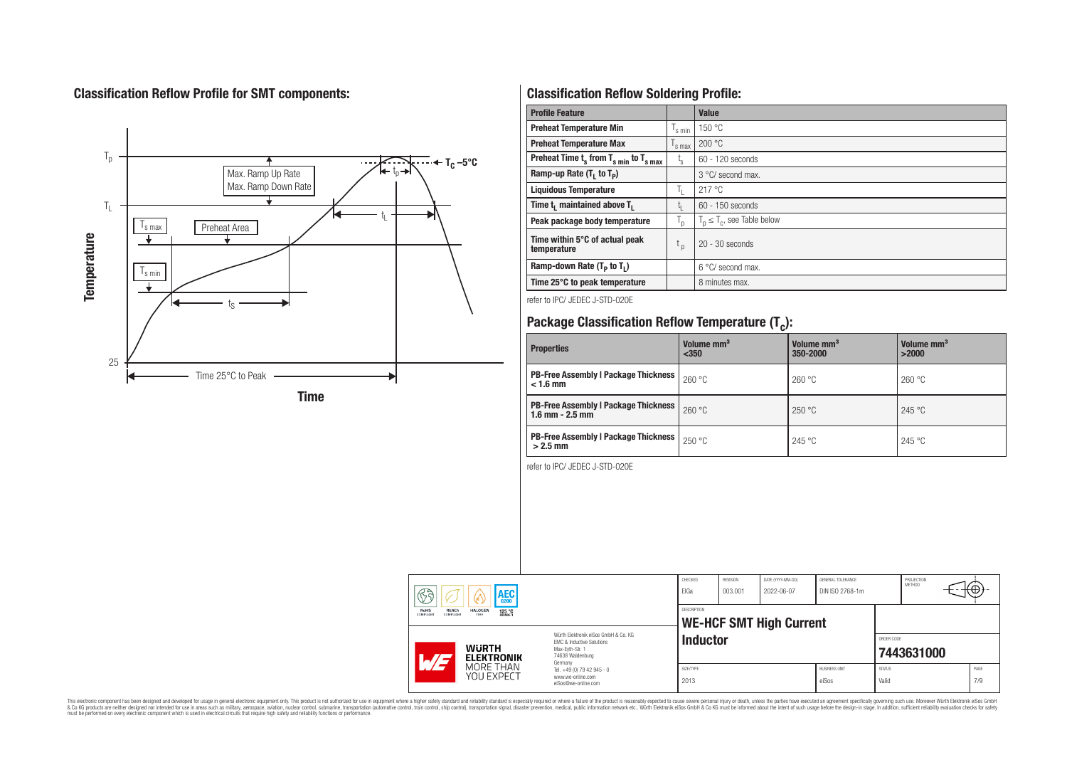## Classification Reflow Profile for SMT components:

## Classification Reflow Soldering Profile:

| Profile Feature | | Value |
|---|---|---|
| Preheat Temperature Min | $T_{s\,min}$ | 150 °C |
| Preheat Temperature Max | $T_{s\,max}$ | 200 °C |
| Preheat Time $t_s$ from $T_{s\,min}$ to $T_{s\,max}$ | $t_s$ | 60 - 120 seconds |
| Ramp-up Rate ($T_L$ to $T_P$) | | 3 °C/ second max. |
| Liquidous Temperature | $T_L$ | 217 °C |
| Time $t_L$ maintained above $T_L$ | $t_L$ | 60 - 150 seconds |
| Peak package body temperature | $T_p$ | $T_p \leq T_c$, see Table below |
| Time within 5°C of actual peak temperature | $t_p$ | 20 - 30 seconds |
| Ramp-down Rate ($T_P$ to $T_L$) | | 6 °C/ second max. |
| Time 25°C to peak temperature | | 8 minutes max. |

refer to IPC/ JEDEC J-STD-020E

## Package Classification Reflow Temperature ($T_c$):

| Properties | Volume mm³ <350 | Volume mm³ 350-2000 | Volume mm³ >2000 |
|---|---|---|---|
| PB-Free Assembly \| Package Thickness < 1.6 mm | 260 °C | 260 °C | 260 °C |
| PB-Free Assembly \| Package Thickness 1.6 mm - 2.5 mm | 260 °C | 250 °C | 245 °C |
| PB-Free Assembly \| Package Thickness > 2.5 mm | 250 °C | 245 °C | 245 °C |

refer to IPC/ JEDEC J-STD-020E

| CHECKED | REVISION | DATE (YYYY-MM-DD) | GENERAL TOLERANCE | PROJECTION METHOD |
|---|---|---|---|---|
| ElGa | 003.001 | 2022-06-07 | DIN ISO 2768-1m | |

DESCRIPTION: **WE-HCF SMT High Current Inductor**

ORDER CODE: **7443631000**

| SIZE/TYPE | BUSINESS UNIT | STATUS | PAGE |
|---|---|---|---|
| 2013 | eiSos | Valid | 7/9 |

Würth Elektronik eiSos GmbH & Co. KG
EMC & Inductive Solutions
Max-Eyth-Str. 1
74638 Waldenburg
Germany
Tel. +49 (0) 79 42 945 - 0
www.we-online.com
eiSos@we-online.com

This electronic component has been designed and developed for usage in general electronic equipment only. This product is not authorized for use in equipment where a higher safety standard and reliability standard is especially required or where a failure of the product is reasonably expected to cause severe personal injury or death, unless the parties have executed an agreement specifically governing such use. Moreover Würth Elektronik eiSos GmbH & Co KG products are neither designed nor intended for use in areas such as military, aerospace, aviation, nuclear control, submarine, transportation (automotive control, train control, ship control), transportation signal, disaster prevention, medical, public information network etc.. Würth Elektronik eiSos GmbH & Co KG must be informed about the intent of such usage before the design-in stage. In addition, sufficient reliability evaluation checks for safety must be performed on every electronic component which is used in electrical circuits that require high safety and reliability functions or performance.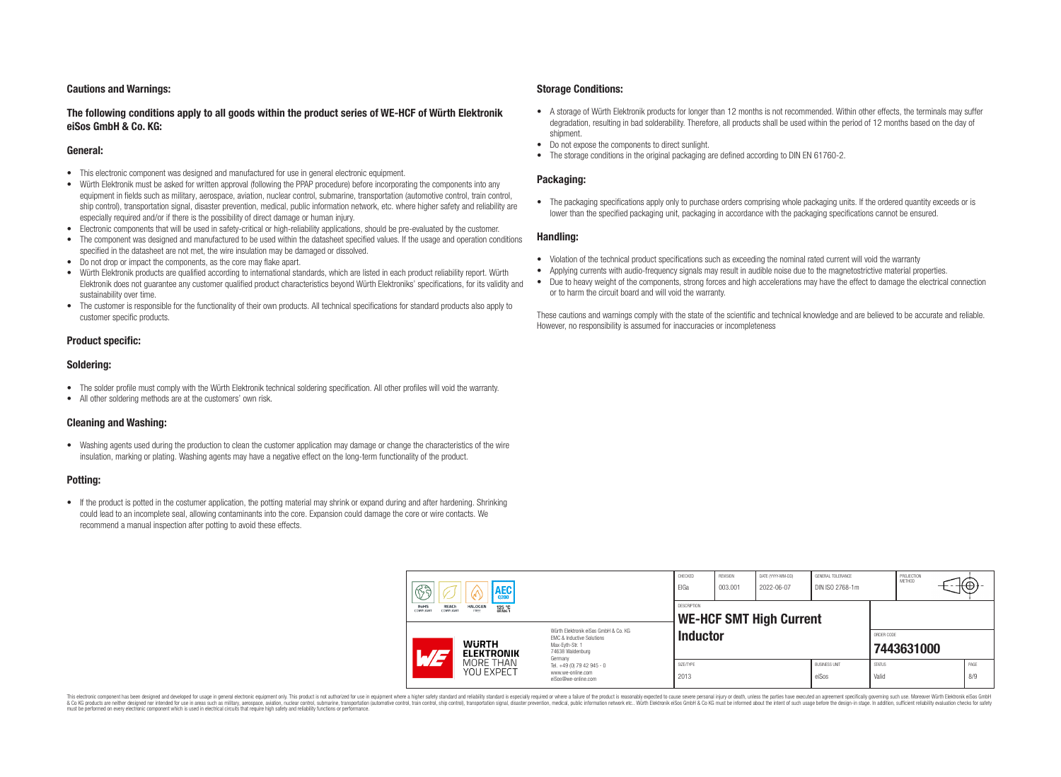## Cautions and Warnings:

### The following conditions apply to all goods within the product series of WE-HCF of Würth Elektronik eiSos GmbH & Co. KG:

### General:

- This electronic component was designed and manufactured for use in general electronic equipment.
- Würth Elektronik must be asked for written approval (following the PPAP procedure) before incorporating the components into any equipment in fields such as military, aerospace, aviation, nuclear control, submarine, transportation (automotive control, train control, ship control), transportation signal, disaster prevention, medical, public information network, etc. where higher safety and reliability are especially required and/or if there is the possibility of direct damage or human injury.
- Electronic components that will be used in safety-critical or high-reliability applications, should be pre-evaluated by the customer.
- The component was designed and manufactured to be used within the datasheet specified values. If the usage and operation conditions specified in the datasheet are not met, the wire insulation may be damaged or dissolved.
- Do not drop or impact the components, as the core may flake apart.
- Würth Elektronik products are qualified according to international standards, which are listed in each product reliability report. Würth Elektronik does not guarantee any customer qualified product characteristics beyond Würth Elektroniks' specifications, for its validity and sustainability over time.
- The customer is responsible for the functionality of their own products. All technical specifications for standard products also apply to customer specific products.

### Product specific:

### Soldering:

- The solder profile must comply with the Würth Elektronik technical soldering specification. All other profiles will void the warranty.
- All other soldering methods are at the customers' own risk.

### Cleaning and Washing:

- Washing agents used during the production to clean the customer application may damage or change the characteristics of the wire insulation, marking or plating. Washing agents may have a negative effect on the long-term functionality of the product.

### Potting:

- If the product is potted in the costumer application, the potting material may shrink or expand during and after hardening. Shrinking could lead to an incomplete seal, allowing contaminants into the core. Expansion could damage the core or wire contacts. We recommend a manual inspection after potting to avoid these effects.

### Storage Conditions:

- A storage of Würth Elektronik products for longer than 12 months is not recommended. Within other effects, the terminals may suffer degradation, resulting in bad solderability. Therefore, all products shall be used within the period of 12 months based on the day of shipment.
- Do not expose the components to direct sunlight.
- The storage conditions in the original packaging are defined according to DIN EN 61760-2.

### Packaging:

- The packaging specifications apply only to purchase orders comprising whole packaging units. If the ordered quantity exceeds or is lower than the specified packaging unit, packaging in accordance with the packaging specifications cannot be ensured.

### Handling:

- Violation of the technical product specifications such as exceeding the nominal rated current will void the warranty
- Applying currents with audio-frequency signals may result in audible noise due to the magnetostrictive material properties.
- Due to heavy weight of the components, strong forces and high accelerations may have the effect to damage the electrical connection or to harm the circuit board and will void the warranty.

These cautions and warnings comply with the state of the scientific and technical knowledge and are believed to be accurate and reliable. However, no responsibility is assumed for inaccuracies or incompleteness

| CHECKED | REVISION | DATE (YYYY-MM-DD) | GENERAL TOLERANCE | PROJECTION METHOD |
|---|---|---|---|---|
| ElGa | 003.001 | 2022-06-07 | DIN ISO 2768-1m | |

DESCRIPTION: **WE-HCF SMT High Current Inductor**

ORDER CODE: **7443631000**

| SIZE/TYPE | BUSINESS UNIT | STATUS | PAGE |
|---|---|---|---|
| 2013 | eiSos | Valid | 8/9 |

Würth Elektronik eiSos GmbH & Co. KG
EMC & Inductive Solutions
Max-Eyth-Str. 1
74638 Waldenburg
Germany
Tel. +49 (0) 79 42 945 - 0
www.we-online.com
eiSos@we-online.com

This electronic component has been designed and developed for usage in general electronic equipment only. This product is not authorized for use in equipment where a higher safety standard and reliability standard is especially required or where a failure of the product is reasonably expected to cause severe personal injury or death, unless the parties have executed an agreement specifically governing such use. Moreover Würth Elektronik eiSos GmbH & Co KG products are neither designed nor intended for use in areas such as military, aerospace, aviation, nuclear control, submarine, transportation (automotive control, train control, ship control), transportation signal, disaster prevention, medical, public information network etc.. Würth Elektronik eiSos GmbH & Co KG must be informed about the intent of such usage before the design-in stage. In addition, sufficient reliability evaluation checks for safety must be performed on every electronic component which is used in electrical circuits that require high safety and reliability functions or performance.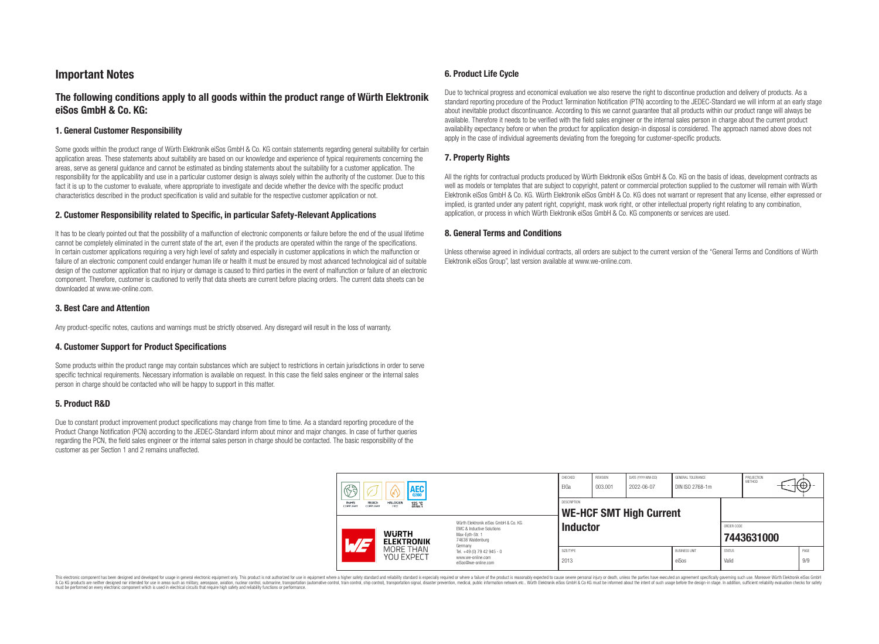# Important Notes

## The following conditions apply to all goods within the product range of Würth Elektronik eiSos GmbH & Co. KG:

### 1. General Customer Responsibility

Some goods within the product range of Würth Elektronik eiSos GmbH & Co. KG contain statements regarding general suitability for certain application areas. These statements about suitability are based on our knowledge and experience of typical requirements concerning the areas, serve as general guidance and cannot be estimated as binding statements about the suitability for a customer application. The responsibility for the applicability and use in a particular customer design is always solely within the authority of the customer. Due to this fact it is up to the customer to evaluate, where appropriate to investigate and decide whether the device with the specific product characteristics described in the product specification is valid and suitable for the respective customer application or not.

### 2. Customer Responsibility related to Specific, in particular Safety-Relevant Applications

It has to be clearly pointed out that the possibility of a malfunction of electronic components or failure before the end of the usual lifetime cannot be completely eliminated in the current state of the art, even if the products are operated within the range of the specifications. In certain customer applications requiring a very high level of safety and especially in customer applications in which the malfunction or failure of an electronic component could endanger human life or health it must be ensured by most advanced technological aid of suitable design of the customer application that no injury or damage is caused to third parties in the event of malfunction or failure of an electronic component. Therefore, customer is cautioned to verify that data sheets are current before placing orders. The current data sheets can be downloaded at www.we-online.com.

### 3. Best Care and Attention

Any product-specific notes, cautions and warnings must be strictly observed. Any disregard will result in the loss of warranty.

### 4. Customer Support for Product Specifications

Some products within the product range may contain substances which are subject to restrictions in certain jurisdictions in order to serve specific technical requirements. Necessary information is available on request. In this case the field sales engineer or the internal sales person in charge should be contacted who will be happy to support in this matter.

### 5. Product R&D

Due to constant product improvement product specifications may change from time to time. As a standard reporting procedure of the Product Change Notification (PCN) according to the JEDEC-Standard inform about minor and major changes. In case of further queries regarding the PCN, the field sales engineer or the internal sales person in charge should be contacted. The basic responsibility of the customer as per Section 1 and 2 remains unaffected.

### 6. Product Life Cycle

Due to technical progress and economical evaluation we also reserve the right to discontinue production and delivery of products. As a standard reporting procedure of the Product Termination Notification (PTN) according to the JEDEC-Standard we will inform at an early stage about inevitable product discontinuance. According to this we cannot guarantee that all products within our product range will always be available. Therefore it needs to be verified with the field sales engineer or the internal sales person in charge about the current product availability expectancy before or when the product for application design-in disposal is considered. The approach named above does not apply in the case of individual agreements deviating from the foregoing for customer-specific products.

### 7. Property Rights

All the rights for contractual products produced by Würth Elektronik eiSos GmbH & Co. KG on the basis of ideas, development contracts as well as models or templates that are subject to copyright, patent or commercial protection supplied to the customer will remain with Würth Elektronik eiSos GmbH & Co. KG. Würth Elektronik eiSos GmbH & Co. KG does not warrant or represent that any license, either expressed or implied, is granted under any patent right, copyright, mask work right, or other intellectual property right relating to any combination, application, or process in which Würth Elektronik eiSos GmbH & Co. KG components or services are used.

### 8. General Terms and Conditions

Unless otherwise agreed in individual contracts, all orders are subject to the current version of the "General Terms and Conditions of Würth Elektronik eiSos Group", last version available at www.we-online.com.

| | | | | | | |
|---|---|---|---|---|---|---|
| RoHS COMPLIANT, REACh COMPLIANT, HALOGEN FREE, AEC Q200, 125 °C GRADE 1 | CHECKED: ElGa | REVISION: 003.001 | DATE (YYYY-MM-DD): 2022-06-07 | GENERAL TOLERANCE: DIN ISO 2768-1m | PROJECTION METHOD | |
| WÜRTH ELEKTRONIK MORE THAN YOU EXPECT — Würth Elektronik eiSos GmbH & Co. KG, EMC & Inductive Solutions, Max-Eyth-Str. 1, 74638 Waldenburg, Germany, Tel. +49 (0) 79 42 945 - 0, www.we-online.com, eiSos@we-online.com | DESCRIPTION: WE-HCF SMT High Current Inductor | | | | ORDER CODE: 7443631000 | |
| | SIZE/TYPE: 2013 | | | BUSINESS UNIT: eiSos | STATUS: Valid | PAGE: 9/9 |

This electronic component has been designed and developed for usage in general electronic equipment only. This product is not authorized for use in equipment where a higher safety standard and reliability standard is especially required or where a failure of the product is reasonably expected to cause severe personal injury or death, unless the parties have executed an agreement specifically governing such use. Moreover Würth Elektronik eiSos GmbH & Co KG products are neither designed nor intended for use in areas such as military, aerospace, aviation, nuclear control, submarine, transportation (automotive control, train control, ship control), transportation signal, disaster prevention, medical, public information network etc.. Würth Elektronik eiSos GmbH & Co KG must be informed about the intent of such usage before the design-in stage. In addition, sufficient reliability evaluation checks for safety must be performed on every electronic component which is used in electrical circuits that require high safety and reliability functions or performance.